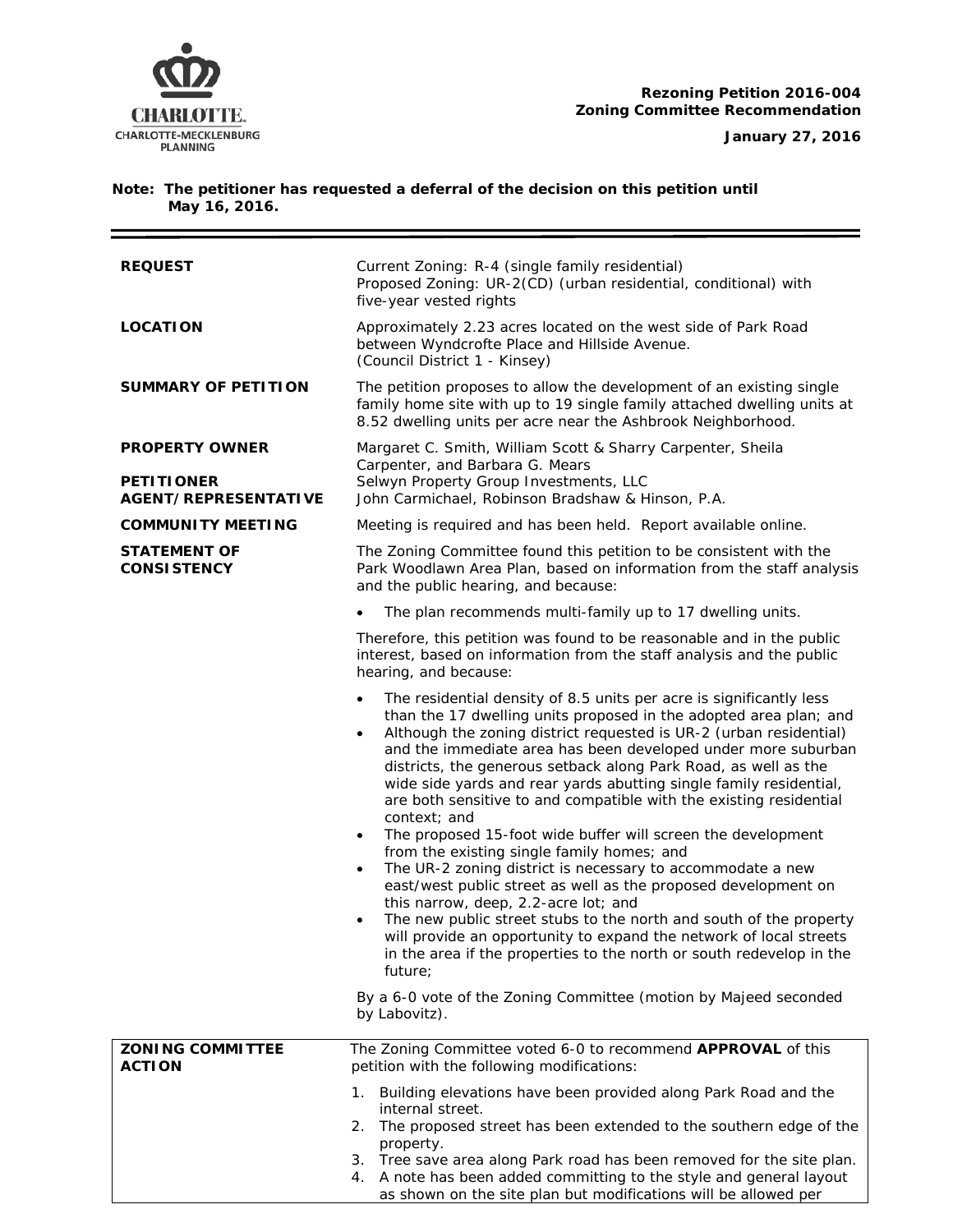**Rezoning Petition 2016-004**
**Zoning Committee Recommendation**

**January 27, 2016**

**Note: The petitioner has requested a deferral of the decision on this petition until May 16, 2016.**

| | |
|---|---|
| **REQUEST** | Current Zoning: R-4 (single family residential)<br>Proposed Zoning: UR-2(CD) (urban residential, conditional) with five-year vested rights |
| **LOCATION** | Approximately 2.23 acres located on the west side of Park Road between Wyndcrofte Place and Hillside Avenue.<br>(Council District 1 - Kinsey) |
| **SUMMARY OF PETITION** | The petition proposes to allow the development of an existing single family home site with up to 19 single family attached dwelling units at 8.52 dwelling units per acre near the Ashbrook Neighborhood. |
| **PROPERTY OWNER** | Margaret C. Smith, William Scott & Sharry Carpenter, Sheila Carpenter, and Barbara G. Mears |
| **PETITIONER** | Selwyn Property Group Investments, LLC |
| **AGENT/REPRESENTATIVE** | John Carmichael, Robinson Bradshaw & Hinson, P.A. |
| **COMMUNITY MEETING** | Meeting is required and has been held. Report available online. |
| **STATEMENT OF CONSISTENCY** | The Zoning Committee found this petition to be consistent with the Park Woodlawn Area Plan, based on information from the staff analysis and the public hearing, and because:<br>• The plan recommends multi-family up to 17 dwelling units.<br><br>Therefore, this petition was found to be reasonable and in the public interest, based on information from the staff analysis and the public hearing, and because:<br>• The residential density of 8.5 units per acre is significantly less than the 17 dwelling units proposed in the adopted area plan; and<br>• Although the zoning district requested is UR-2 (urban residential) and the immediate area has been developed under more suburban districts, the generous setback along Park Road, as well as the wide side yards and rear yards abutting single family residential, are both sensitive to and compatible with the existing residential context; and<br>• The proposed 15-foot wide buffer will screen the development from the existing single family homes; and<br>• The UR-2 zoning district is necessary to accommodate a new east/west public street as well as the proposed development on this narrow, deep, 2.2-acre lot; and<br>• The new public street stubs to the north and south of the property will provide an opportunity to expand the network of local streets in the area if the properties to the north or south redevelop in the future;<br><br>By a 6-0 vote of the Zoning Committee (motion by Majeed seconded by Labovitz). |
| **ZONING COMMITTEE ACTION** | The Zoning Committee voted 6-0 to recommend **APPROVAL** of this petition with the following modifications:<br>1. Building elevations have been provided along Park Road and the internal street.<br>2. The proposed street has been extended to the southern edge of the property.<br>3. Tree save area along Park road has been removed for the site plan.<br>4. A note has been added committing to the style and general layout as shown on the site plan but modifications will be allowed per |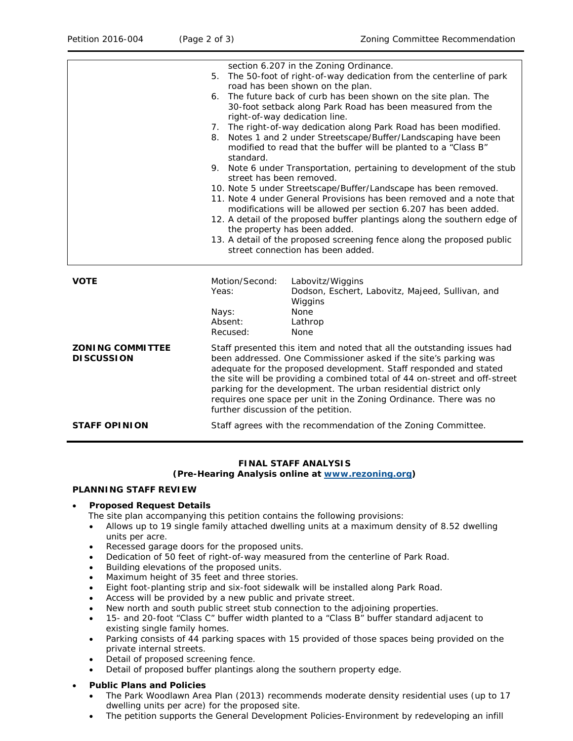| | |
|---|---|
| | section 6.207 in the Zoning Ordinance.<br>5. The 50-foot of right-of-way dedication from the centerline of park road has been shown on the plan.<br>6. The future back of curb has been shown on the site plan. The 30-foot setback along Park Road has been measured from the right-of-way dedication line.<br>7. The right-of-way dedication along Park Road has been modified.<br>8. Notes 1 and 2 under Streetscape/Buffer/Landscaping have been modified to read that the buffer will be planted to a "Class B" standard.<br>9. Note 6 under Transportation, pertaining to development of the stub street has been removed.<br>10. Note 5 under Streetscape/Buffer/Landscape has been removed.<br>11. Note 4 under General Provisions has been removed and a note that modifications will be allowed per section 6.207 has been added.<br>12. A detail of the proposed buffer plantings along the southern edge of the property has been added.<br>13. A detail of the proposed screening fence along the proposed public street connection has been added. |
| **VOTE** | Motion/Second: Labovitz/Wiggins<br>Yeas: Dodson, Eschert, Labovitz, Majeed, Sullivan, and Wiggins<br>Nays: None<br>Absent: Lathrop<br>Recused: None |
| **ZONING COMMITTEE DISCUSSION** | Staff presented this item and noted that all the outstanding issues had been addressed. One Commissioner asked if the site's parking was adequate for the proposed development. Staff responded and stated the site will be providing a combined total of 44 on-street and off-street parking for the development. The urban residential district only requires one space per unit in the Zoning Ordinance. There was no further discussion of the petition. |
| **STAFF OPINION** | Staff agrees with the recommendation of the Zoning Committee. |

**FINAL STAFF ANALYSIS**
**(Pre-Hearing Analysis online at [www.rezoning.org](www.rezoning.org))**

**PLANNING STAFF REVIEW**

- ***Proposed Request Details***
  The site plan accompanying this petition contains the following provisions:
  - Allows up to 19 single family attached dwelling units at a maximum density of 8.52 dwelling units per acre.
  - Recessed garage doors for the proposed units.
  - Dedication of 50 feet of right-of-way measured from the centerline of Park Road.
  - Building elevations of the proposed units.
  - Maximum height of 35 feet and three stories.
  - Eight foot-planting strip and six-foot sidewalk will be installed along Park Road.
  - Access will be provided by a new public and private street.
  - New north and south public street stub connection to the adjoining properties.
  - 15- and 20-foot "Class C" buffer width planted to a "Class B" buffer standard adjacent to existing single family homes.
  - Parking consists of 44 parking spaces with 15 provided of those spaces being provided on the private internal streets.
  - Detail of proposed screening fence.
  - Detail of proposed buffer plantings along the southern property edge.

- ***Public Plans and Policies***
  - The Park Woodlawn Area Plan (2013) recommends moderate density residential uses (up to 17 dwelling units per acre) for the proposed site.
  - The petition supports the General Development Policies-Environment by redeveloping an infill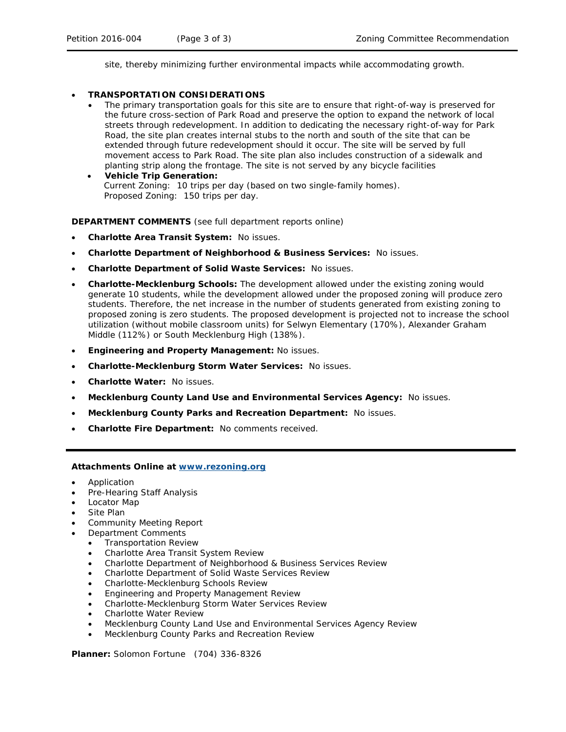site, thereby minimizing further environmental impacts while accommodating growth.

- **TRANSPORTATION CONSIDERATIONS**
  - The primary transportation goals for this site are to ensure that right-of-way is preserved for the future cross-section of Park Road and preserve the option to expand the network of local streets through redevelopment. In addition to dedicating the necessary right-of-way for Park Road, the site plan creates internal stubs to the north and south of the site that can be extended through future redevelopment should it occur. The site will be served by full movement access to Park Road. The site plan also includes construction of a sidewalk and planting strip along the frontage. The site is not served by any bicycle facilities
  - **Vehicle Trip Generation:**
    Current Zoning: 10 trips per day (based on two single-family homes).
    Proposed Zoning: 150 trips per day.

**DEPARTMENT COMMENTS** (see full department reports online)

- **Charlotte Area Transit System:** No issues.
- **Charlotte Department of Neighborhood & Business Services:** No issues.
- **Charlotte Department of Solid Waste Services:** No issues.
- **Charlotte-Mecklenburg Schools:** The development allowed under the existing zoning would generate 10 students, while the development allowed under the proposed zoning will produce zero students. Therefore, the net increase in the number of students generated from existing zoning to proposed zoning is zero students. The proposed development is projected not to increase the school utilization (without mobile classroom units) for Selwyn Elementary (170%), Alexander Graham Middle (112%) or South Mecklenburg High (138%).
- **Engineering and Property Management:** No issues.
- **Charlotte-Mecklenburg Storm Water Services:** No issues.
- **Charlotte Water:** No issues.
- **Mecklenburg County Land Use and Environmental Services Agency:** No issues.
- **Mecklenburg County Parks and Recreation Department:** No issues.
- **Charlotte Fire Department:** No comments received.

**Attachments Online at [www.rezoning.org](www.rezoning.org)**

- Application
- Pre-Hearing Staff Analysis
- Locator Map
- Site Plan
- Community Meeting Report
- Department Comments
  - Transportation Review
  - Charlotte Area Transit System Review
  - Charlotte Department of Neighborhood & Business Services Review
  - Charlotte Department of Solid Waste Services Review
  - Charlotte-Mecklenburg Schools Review
  - Engineering and Property Management Review
  - Charlotte-Mecklenburg Storm Water Services Review
  - Charlotte Water Review
  - Mecklenburg County Land Use and Environmental Services Agency Review
  - Mecklenburg County Parks and Recreation Review

**Planner:** Solomon Fortune (704) 336-8326